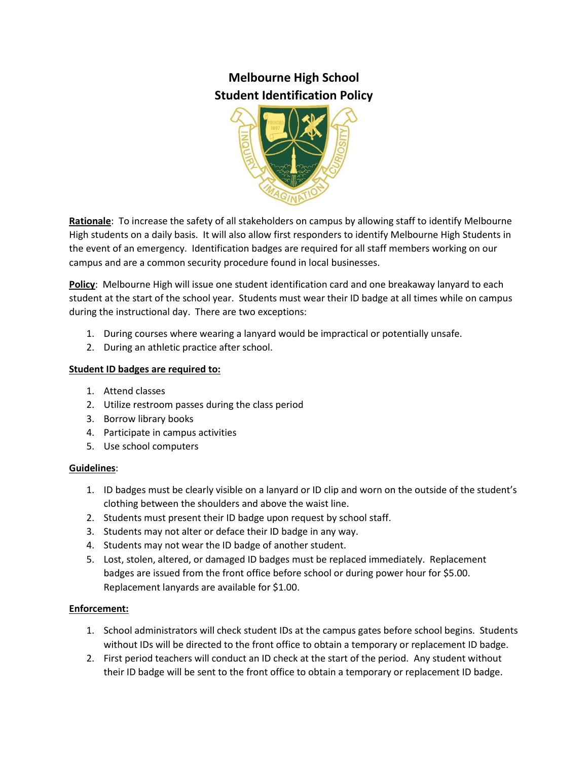# Melbourne High School
## Student Identification Policy

**Rationale**: To increase the safety of all stakeholders on campus by allowing staff to identify Melbourne High students on a daily basis. It will also allow first responders to identify Melbourne High Students in the event of an emergency. Identification badges are required for all staff members working on our campus and are a common security procedure found in local businesses.

**Policy**: Melbourne High will issue one student identification card and one breakaway lanyard to each student at the start of the school year. Students must wear their ID badge at all times while on campus during the instructional day. There are two exceptions:

1. During courses where wearing a lanyard would be impractical or potentially unsafe.
2. During an athletic practice after school.

**Student ID badges are required to:**

1. Attend classes
2. Utilize restroom passes during the class period
3. Borrow library books
4. Participate in campus activities
5. Use school computers

**Guidelines**:

1. ID badges must be clearly visible on a lanyard or ID clip and worn on the outside of the student's clothing between the shoulders and above the waist line.
2. Students must present their ID badge upon request by school staff.
3. Students may not alter or deface their ID badge in any way.
4. Students may not wear the ID badge of another student.
5. Lost, stolen, altered, or damaged ID badges must be replaced immediately. Replacement badges are issued from the front office before school or during power hour for $5.00. Replacement lanyards are available for $1.00.

**Enforcement:**

1. School administrators will check student IDs at the campus gates before school begins. Students without IDs will be directed to the front office to obtain a temporary or replacement ID badge.
2. First period teachers will conduct an ID check at the start of the period. Any student without their ID badge will be sent to the front office to obtain a temporary or replacement ID badge.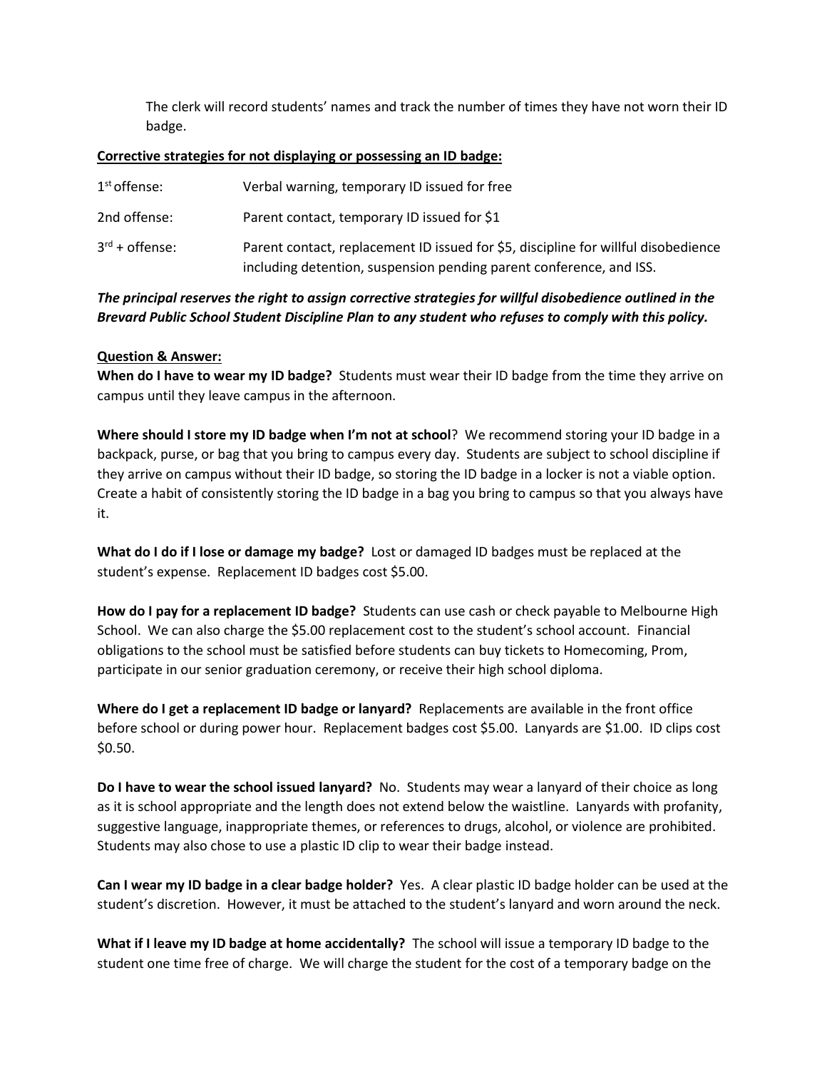The clerk will record students' names and track the number of times they have not worn their ID badge.

**Corrective strategies for not displaying or possessing an ID badge:**

| | |
|---|---|
| 1st offense: | Verbal warning, temporary ID issued for free |
| 2nd offense: | Parent contact, temporary ID issued for $1 |
| 3rd + offense: | Parent contact, replacement ID issued for $5, discipline for willful disobedience including detention, suspension pending parent conference, and ISS. |

***The principal reserves the right to assign corrective strategies for willful disobedience outlined in the Brevard Public School Student Discipline Plan to any student who refuses to comply with this policy.***

**Question & Answer:**

**When do I have to wear my ID badge?** Students must wear their ID badge from the time they arrive on campus until they leave campus in the afternoon.

**Where should I store my ID badge when I'm not at school**? We recommend storing your ID badge in a backpack, purse, or bag that you bring to campus every day. Students are subject to school discipline if they arrive on campus without their ID badge, so storing the ID badge in a locker is not a viable option. Create a habit of consistently storing the ID badge in a bag you bring to campus so that you always have it.

**What do I do if I lose or damage my badge?** Lost or damaged ID badges must be replaced at the student's expense. Replacement ID badges cost $5.00.

**How do I pay for a replacement ID badge?** Students can use cash or check payable to Melbourne High School. We can also charge the $5.00 replacement cost to the student's school account. Financial obligations to the school must be satisfied before students can buy tickets to Homecoming, Prom, participate in our senior graduation ceremony, or receive their high school diploma.

**Where do I get a replacement ID badge or lanyard?** Replacements are available in the front office before school or during power hour. Replacement badges cost $5.00. Lanyards are $1.00. ID clips cost $0.50.

**Do I have to wear the school issued lanyard?** No. Students may wear a lanyard of their choice as long as it is school appropriate and the length does not extend below the waistline. Lanyards with profanity, suggestive language, inappropriate themes, or references to drugs, alcohol, or violence are prohibited. Students may also chose to use a plastic ID clip to wear their badge instead.

**Can I wear my ID badge in a clear badge holder?** Yes. A clear plastic ID badge holder can be used at the student's discretion. However, it must be attached to the student's lanyard and worn around the neck.

**What if I leave my ID badge at home accidentally?** The school will issue a temporary ID badge to the student one time free of charge. We will charge the student for the cost of a temporary badge on the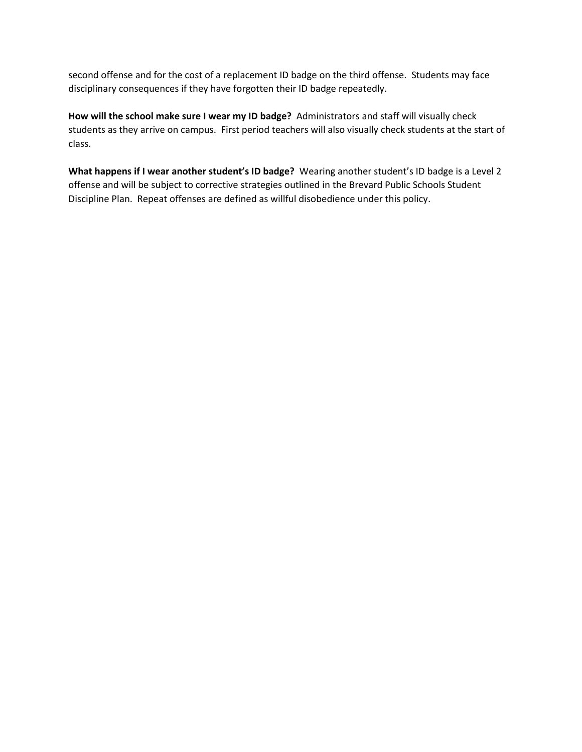second offense and for the cost of a replacement ID badge on the third offense. Students may face disciplinary consequences if they have forgotten their ID badge repeatedly.

**How will the school make sure I wear my ID badge?** Administrators and staff will visually check students as they arrive on campus. First period teachers will also visually check students at the start of class.

**What happens if I wear another student's ID badge?** Wearing another student's ID badge is a Level 2 offense and will be subject to corrective strategies outlined in the Brevard Public Schools Student Discipline Plan. Repeat offenses are defined as willful disobedience under this policy.